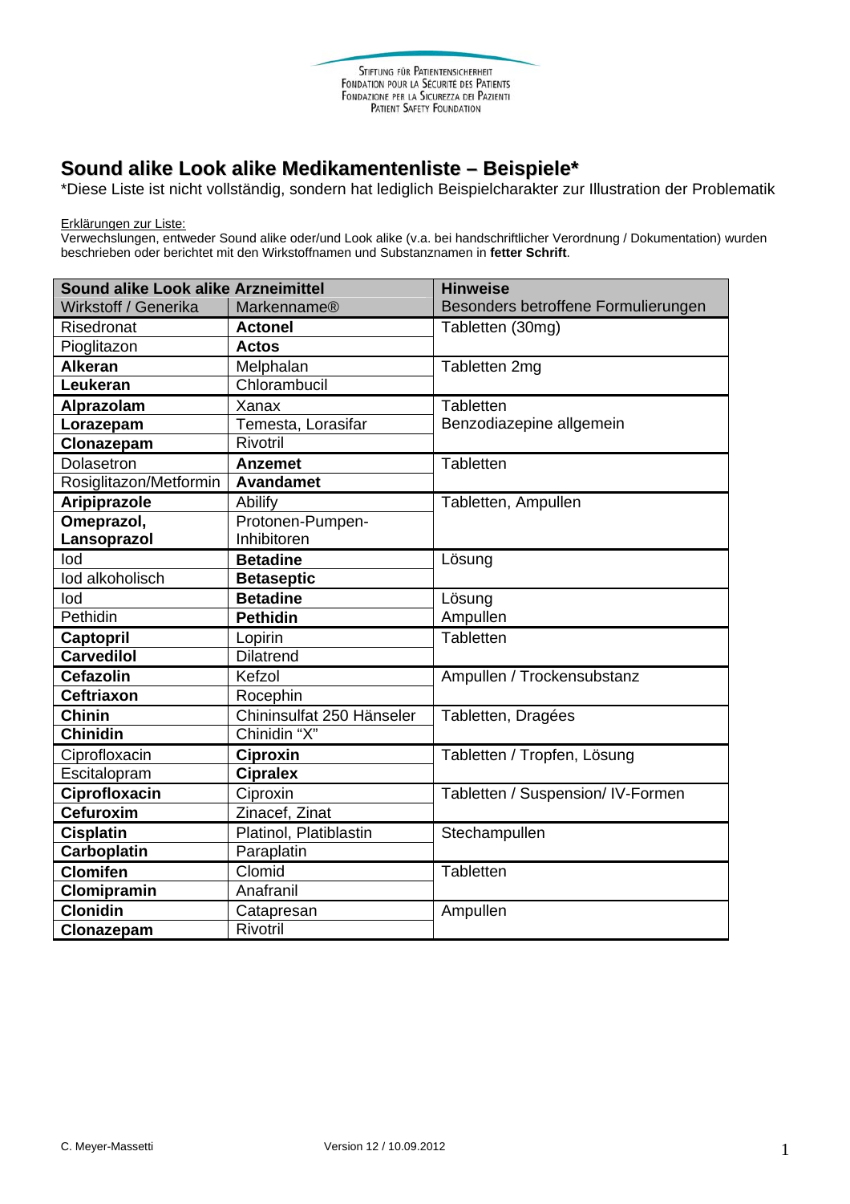Stiftung für Patientensicherheit
Fondation pour la Sécurité des Patients
Fondazione per la Sicurezza dei Pazienti
Patient Safety Foundation

# Sound alike Look alike Medikamentenliste – Beispiele*

*Diese Liste ist nicht vollständig, sondern hat lediglich Beispielcharakter zur Illustration der Problematik

Erklärungen zur Liste:
Verwechslungen, entweder Sound alike oder/und Look alike (v.a. bei handschriftlicher Verordnung / Dokumentation) wurden beschrieben oder berichtet mit den Wirkstoffnamen und Substanznamen in **fetter Schrift**.

| **Sound alike Look alike Arzneimittel** | | **Hinweise** |
|---|---|---|
| Wirkstoff / Generika | Markenname® | Besonders betroffene Formulierungen |
| Risedronat | **Actonel** | Tabletten (30mg) |
| Pioglitazon | **Actos** | |
| **Alkeran** | Melphalan | Tabletten 2mg |
| **Leukeran** | Chlorambucil | |
| **Alprazolam** | Xanax | Tabletten<br>Benzodiazepine allgemein |
| **Lorazepam** | Temesta, Lorasifar | |
| **Clonazepam** | Rivotril | |
| Dolasetron | **Anzemet** | Tabletten |
| Rosiglitazon/Metformin | **Avandamet** | |
| **Aripiprazole** | Abilify | Tabletten, Ampullen |
| **Omeprazol, Lansoprazol** | Protonen-Pumpen-Inhibitoren | |
| Iod | **Betadine** | Lösung |
| Iod alkoholisch | **Betaseptic** | |
| Iod | **Betadine** | Lösung<br>Ampullen |
| Pethidin | **Pethidin** | |
| **Captopril** | Lopirin | Tabletten |
| **Carvedilol** | Dilatrend | |
| **Cefazolin** | Kefzol | Ampullen / Trockensubstanz |
| **Ceftriaxon** | Rocephin | |
| **Chinin** | Chininsulfat 250 Hänseler | Tabletten, Dragées |
| **Chinidin** | Chinidin "X" | |
| Ciprofloxacin | **Ciproxin** | Tabletten / Tropfen, Lösung |
| Escitalopram | **Cipralex** | |
| **Ciprofloxacin** | Ciproxin | Tabletten / Suspension/ IV-Formen |
| **Cefuroxim** | Zinacef, Zinat | |
| **Cisplatin** | Platinol, Platiblastin | Stechampullen |
| **Carboplatin** | Paraplatin | |
| **Clomifen** | Clomid | Tabletten |
| **Clomipramin** | Anafranil | |
| **Clonidin** | Catapresan | Ampullen |
| **Clonazepam** | Rivotril | |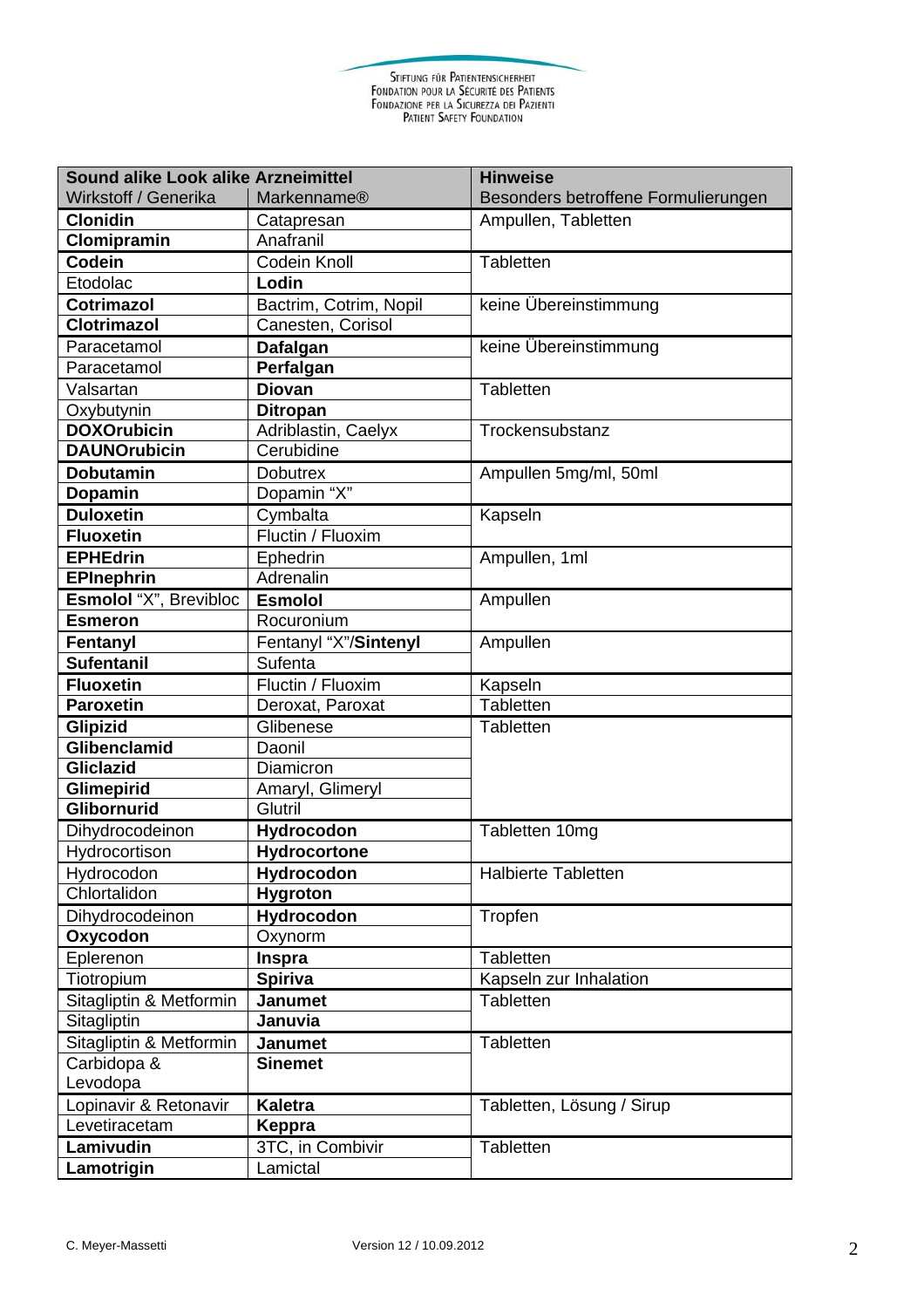| **Sound alike Look alike Arzneimittel** | | **Hinweise** |
|---|---|---|
| Wirkstoff / Generika | Markenname® | Besonders betroffene Formulierungen |
| **Clonidin** | Catapresan | Ampullen, Tabletten |
| **Clomipramin** | Anafranil | |
| **Codein** | Codein Knoll | Tabletten |
| Etodolac | **Lodin** | |
| **Cotrimazol** | Bactrim, Cotrim, Nopil | keine Übereinstimmung |
| **Clotrimazol** | Canesten, Corisol | |
| Paracetamol | **Dafalgan** | keine Übereinstimmung |
| Paracetamol | **Perfalgan** | |
| Valsartan | **Diovan** | Tabletten |
| Oxybutynin | **Ditropan** | |
| **DOXOrubicin** | Adriblastin, Caelyx | Trockensubstanz |
| **DAUNOrubicin** | Cerubidine | |
| **Dobutamin** | Dobutrex | Ampullen 5mg/ml, 50ml |
| **Dopamin** | Dopamin "X" | |
| **Duloxetin** | Cymbalta | Kapseln |
| **Fluoxetin** | Fluctin / Fluoxim | |
| **EPHEdrin** | Ephedrin | Ampullen, 1ml |
| **EPInephrin** | Adrenalin | |
| **Esmolol** "X", Brevibloc | **Esmolol** | Ampullen |
| **Esmeron** | Rocuronium | |
| **Fentanyl** | Fentanyl "X"/**Sintenyl** | Ampullen |
| **Sufentanil** | Sufenta | |
| **Fluoxetin** | Fluctin / Fluoxim | Kapseln |
| **Paroxetin** | Deroxat, Paroxat | Tabletten |
| **Glipizid** | Glibenese | Tabletten |
| **Glibenclamid** | Daonil | |
| **Gliclazid** | Diamicron | |
| **Glimepirid** | Amaryl, Glimeryl | |
| **Glibornurid** | Glutril | |
| Dihydrocodeinon | **Hydrocodon** | Tabletten 10mg |
| Hydrocortison | **Hydrocortone** | |
| Hydrocodon | **Hydrocodon** | Halbierte Tabletten |
| Chlortalidon | **Hygroton** | |
| Dihydrocodeinon | **Hydrocodon** | Tropfen |
| **Oxycodon** | Oxynorm | |
| Eplerenon | **Inspra** | Tabletten |
| Tiotropium | **Spiriva** | Kapseln zur Inhalation |
| Sitagliptin & Metformin | **Janumet** | Tabletten |
| Sitagliptin | **Januvia** | |
| Sitagliptin & Metformin | **Janumet** | Tabletten |
| Carbidopa & Levodopa | **Sinemet** | |
| Lopinavir & Retonavir | **Kaletra** | Tabletten, Lösung / Sirup |
| Levetiracetam | **Keppra** | |
| **Lamivudin** | 3TC, in Combivir | Tabletten |
| **Lamotrigin** | Lamictal | |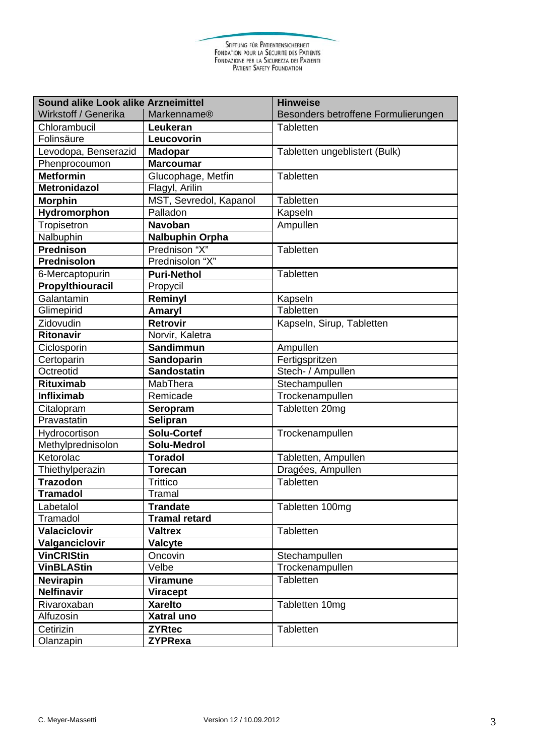| **Sound alike Look alike Arzneimittel** | | **Hinweise** |
|---|---|---|
| Wirkstoff / Generika | Markenname® | Besonders betroffene Formulierungen |
| Chlorambucil | **Leukeran** | Tabletten |
| Folinsäure | **Leucovorin** | |
| Levodopa, Benserazid | **Madopar** | Tabletten ungeblistert (Bulk) |
| Phenprocoumon | **Marcoumar** | |
| **Metformin** | Glucophage, Metfin | Tabletten |
| **Metronidazol** | Flagyl, Arilin | |
| **Morphin** | MST, Sevredol, Kapanol | Tabletten |
| **Hydromorphon** | Palladon | Kapseln |
| Tropisetron | **Navoban** | Ampullen |
| Nalbuphin | **Nalbuphin Orpha** | |
| **Prednison** | Prednison "X" | Tabletten |
| **Prednisolon** | Prednisolon "X" | |
| 6-Mercaptopurin | **Puri-Nethol** | Tabletten |
| **Propylthiouracil** | Propycil | |
| Galantamin | **Reminyl** | Kapseln |
| Glimepirid | **Amaryl** | Tabletten |
| Zidovudin | **Retrovir** | Kapseln, Sirup, Tabletten |
| **Ritonavir** | Norvir, Kaletra | |
| Ciclosporin | **Sandimmun** | Ampullen |
| Certoparin | **Sandoparin** | Fertigspritzen |
| Octreotid | **Sandostatin** | Stech- / Ampullen |
| **Rituximab** | MabThera | Stechampullen |
| **Infliximab** | Remicade | Trockenampullen |
| Citalopram | **Seropram** | Tabletten 20mg |
| Pravastatin | **Selipran** | |
| Hydrocortison | **Solu-Cortef** | Trockenampullen |
| Methylprednisolon | **Solu-Medrol** | |
| Ketorolac | **Toradol** | Tabletten, Ampullen |
| Thiethylperazin | **Torecan** | Dragées, Ampullen |
| **Trazodon** | Trittico | Tabletten |
| **Tramadol** | Tramal | |
| Labetalol | **Trandate** | Tabletten 100mg |
| Tramadol | **Tramal retard** | |
| **Valaciclovir** | **Valtrex** | Tabletten |
| **Valganciclovir** | **Valcyte** | |
| **VinCRIStin** | Oncovin | Stechampullen |
| **VinBLAStin** | Velbe | Trockenampullen |
| **Nevirapin** | **Viramune** | Tabletten |
| **Nelfinavir** | **Viracept** | |
| Rivaroxaban | **Xarelto** | Tabletten 10mg |
| Alfuzosin | **Xatral uno** | |
| Cetirizin | **ZYRtec** | Tabletten |
| Olanzapin | **ZYPRexa** | |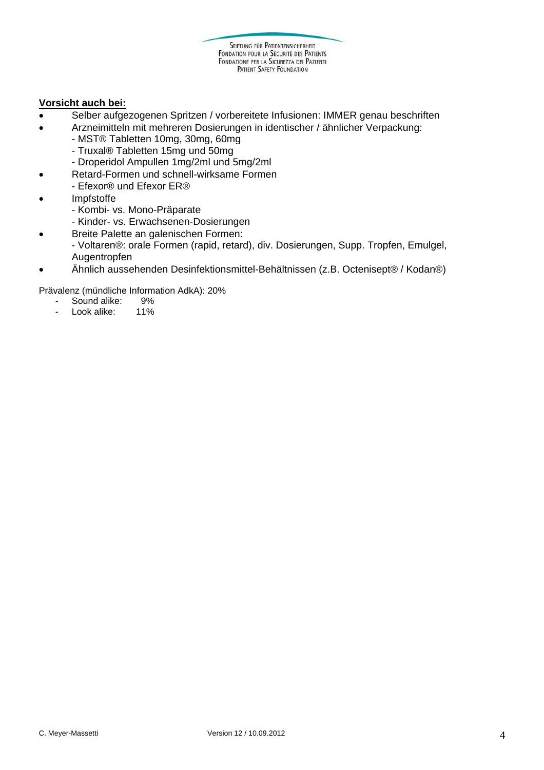**Vorsicht auch bei:**

- Selber aufgezogenen Spritzen / vorbereitete Infusionen: IMMER genau beschriften
- Arzneimitteln mit mehreren Dosierungen in identischer / ähnlicher Verpackung:
  - MST® Tabletten 10mg, 30mg, 60mg
  - Truxal® Tabletten 15mg und 50mg
  - Droperidol Ampullen 1mg/2ml und 5mg/2ml
- Retard-Formen und schnell-wirksame Formen
  - Efexor® und Efexor ER®
- Impfstoffe
  - Kombi- vs. Mono-Präparate
  - Kinder- vs. Erwachsenen-Dosierungen
- Breite Palette an galenischen Formen:
  - Voltaren®: orale Formen (rapid, retard), div. Dosierungen, Supp. Tropfen, Emulgel, Augentropfen
- Ähnlich aussehenden Desinfektionsmittel-Behältnissen (z.B. Octenisept® / Kodan®)

Prävalenz (mündliche Information AdkA): 20%

- Sound alike: 9%
- Look alike: 11%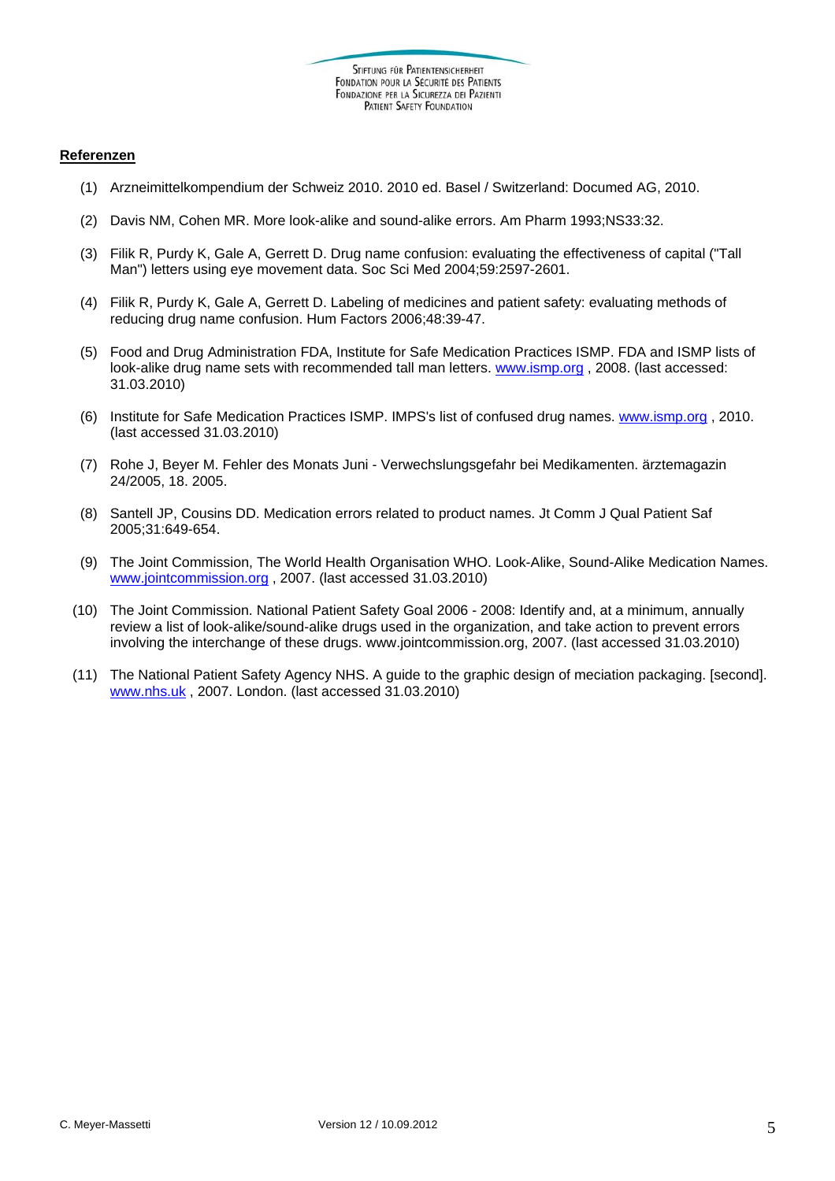**Referenzen**

(1) Arzneimittelkompendium der Schweiz 2010. 2010 ed. Basel / Switzerland: Documed AG, 2010.

(2) Davis NM, Cohen MR. More look-alike and sound-alike errors. Am Pharm 1993;NS33:32.

(3) Filik R, Purdy K, Gale A, Gerrett D. Drug name confusion: evaluating the effectiveness of capital ("Tall Man") letters using eye movement data. Soc Sci Med 2004;59:2597-2601.

(4) Filik R, Purdy K, Gale A, Gerrett D. Labeling of medicines and patient safety: evaluating methods of reducing drug name confusion. Hum Factors 2006;48:39-47.

(5) Food and Drug Administration FDA, Institute for Safe Medication Practices ISMP. FDA and ISMP lists of look-alike drug name sets with recommended tall man letters. www.ismp.org , 2008. (last accessed: 31.03.2010)

(6) Institute for Safe Medication Practices ISMP. IMPS's list of confused drug names. www.ismp.org , 2010. (last accessed 31.03.2010)

(7) Rohe J, Beyer M. Fehler des Monats Juni - Verwechslungsgefahr bei Medikamenten. ärztemagazin 24/2005, 18. 2005.

(8) Santell JP, Cousins DD. Medication errors related to product names. Jt Comm J Qual Patient Saf 2005;31:649-654.

(9) The Joint Commission, The World Health Organisation WHO. Look-Alike, Sound-Alike Medication Names. www.jointcommission.org , 2007. (last accessed 31.03.2010)

(10) The Joint Commission. National Patient Safety Goal 2006 - 2008: Identify and, at a minimum, annually review a list of look-alike/sound-alike drugs used in the organization, and take action to prevent errors involving the interchange of these drugs. www.jointcommission.org, 2007. (last accessed 31.03.2010)

(11) The National Patient Safety Agency NHS. A guide to the graphic design of meciation packaging. [second]. www.nhs.uk , 2007. London. (last accessed 31.03.2010)